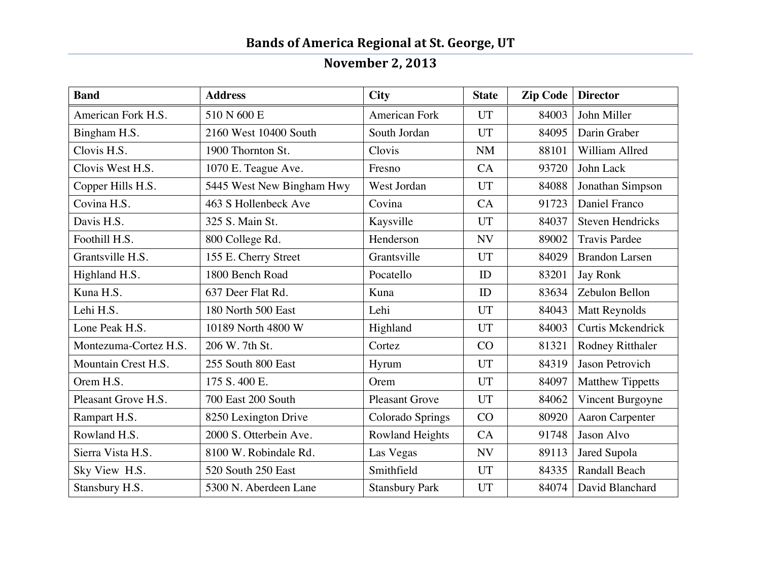# Bands of America Regional at St. George, UT

## November 2, 2013

| Band | Address | City | State | Zip Code | Director |
|---|---|---|---|---|---|
| American Fork H.S. | 510 N 600 E | American Fork | UT | 84003 | John Miller |
| Bingham H.S. | 2160 West 10400 South | South Jordan | UT | 84095 | Darin Graber |
| Clovis H.S. | 1900 Thornton St. | Clovis | NM | 88101 | William Allred |
| Clovis West H.S. | 1070 E. Teague Ave. | Fresno | CA | 93720 | John Lack |
| Copper Hills H.S. | 5445 West New Bingham Hwy | West Jordan | UT | 84088 | Jonathan Simpson |
| Covina H.S. | 463 S Hollenbeck Ave | Covina | CA | 91723 | Daniel Franco |
| Davis H.S. | 325 S. Main St. | Kaysville | UT | 84037 | Steven Hendricks |
| Foothill H.S. | 800 College Rd. | Henderson | NV | 89002 | Travis Pardee |
| Grantsville H.S. | 155 E. Cherry Street | Grantsville | UT | 84029 | Brandon Larsen |
| Highland H.S. | 1800 Bench Road | Pocatello | ID | 83201 | Jay Ronk |
| Kuna H.S. | 637 Deer Flat Rd. | Kuna | ID | 83634 | Zebulon Bellon |
| Lehi H.S. | 180 North 500 East | Lehi | UT | 84043 | Matt Reynolds |
| Lone Peak H.S. | 10189 North 4800 W | Highland | UT | 84003 | Curtis Mckendrick |
| Montezuma-Cortez H.S. | 206 W. 7th St. | Cortez | CO | 81321 | Rodney Ritthaler |
| Mountain Crest H.S. | 255 South 800 East | Hyrum | UT | 84319 | Jason Petrovich |
| Orem H.S. | 175 S. 400 E. | Orem | UT | 84097 | Matthew Tippetts |
| Pleasant Grove H.S. | 700 East 200 South | Pleasant Grove | UT | 84062 | Vincent Burgoyne |
| Rampart H.S. | 8250 Lexington Drive | Colorado Springs | CO | 80920 | Aaron Carpenter |
| Rowland H.S. | 2000 S. Otterbein Ave. | Rowland Heights | CA | 91748 | Jason Alvo |
| Sierra Vista H.S. | 8100 W. Robindale Rd. | Las Vegas | NV | 89113 | Jared Supola |
| Sky View H.S. | 520 South 250 East | Smithfield | UT | 84335 | Randall Beach |
| Stansbury H.S. | 5300 N. Aberdeen Lane | Stansbury Park | UT | 84074 | David Blanchard |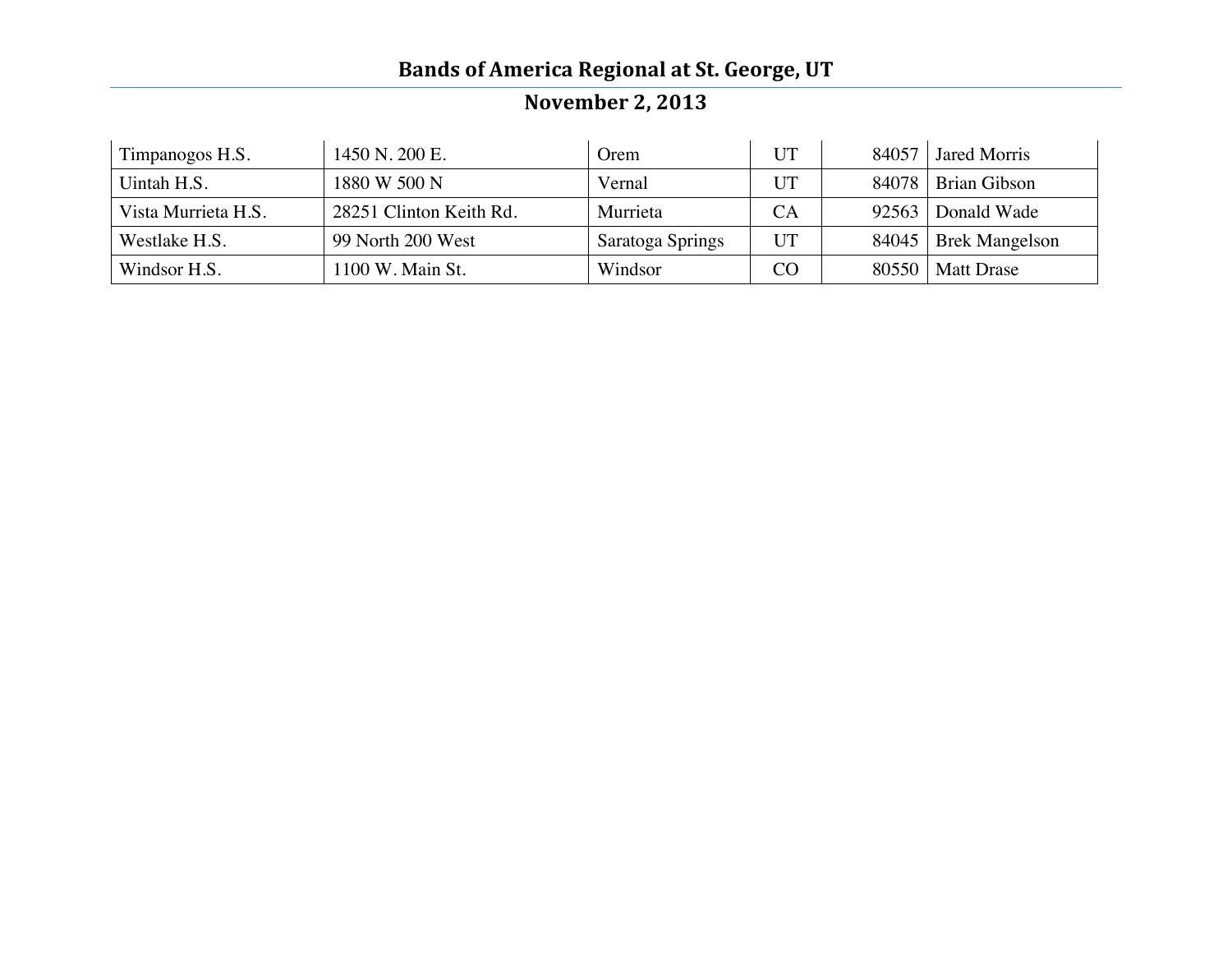| | | | | | |
|---|---|---|---|---|---|
| Timpanogos H.S. | 1450 N. 200 E. | Orem | UT | 84057 | Jared Morris |
| Uintah H.S. | 1880 W 500 N | Vernal | UT | 84078 | Brian Gibson |
| Vista Murrieta H.S. | 28251 Clinton Keith Rd. | Murrieta | CA | 92563 | Donald Wade |
| Westlake H.S. | 99 North 200 West | Saratoga Springs | UT | 84045 | Brek Mangelson |
| Windsor H.S. | 1100 W. Main St. | Windsor | CO | 80550 | Matt Drase |